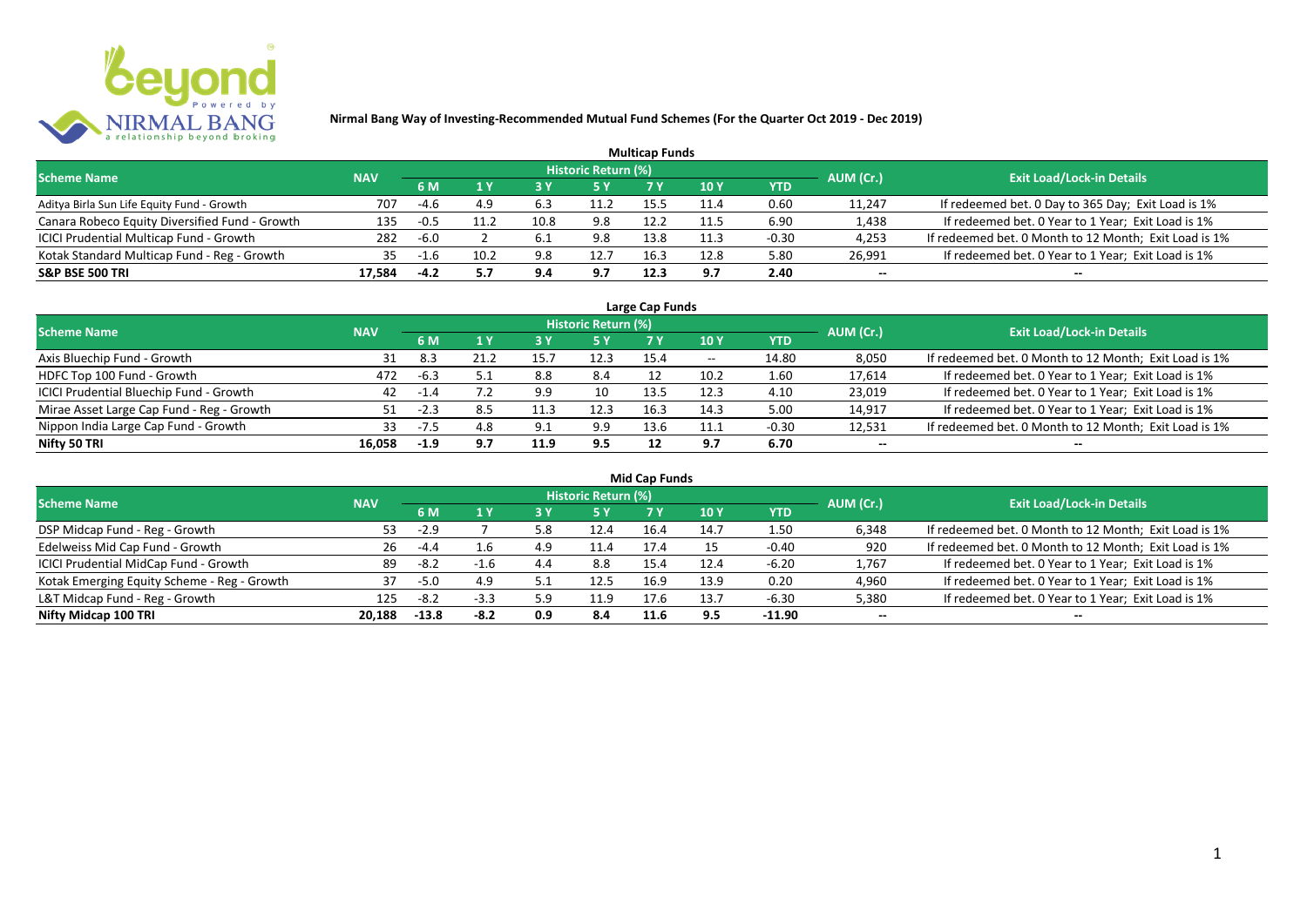**Nirmal Bang Way of Investing-Recommended Mutual Fund Schemes (For the Quarter Oct 2019 - Dec 2019)**

### Multicap Funds

| Scheme Name | NAV | Historic Return (%) | | | | | | | AUM (Cr.) | Exit Load/Lock-in Details |
|---|---|---|---|---|---|---|---|---|---|---|
| | | 6 M | 1 Y | 3 Y | 5 Y | 7 Y | 10 Y | YTD | | |
| Aditya Birla Sun Life Equity Fund - Growth | 707 | -4.6 | 4.9 | 6.3 | 11.2 | 15.5 | 11.4 | 0.60 | 11,247 | If redeemed bet. 0 Day to 365 Day; Exit Load is 1% |
| Canara Robeco Equity Diversified Fund - Growth | 135 | -0.5 | 11.2 | 10.8 | 9.8 | 12.2 | 11.5 | 6.90 | 1,438 | If redeemed bet. 0 Year to 1 Year; Exit Load is 1% |
| ICICI Prudential Multicap Fund - Growth | 282 | -6.0 | 2 | 6.1 | 9.8 | 13.8 | 11.3 | -0.30 | 4,253 | If redeemed bet. 0 Month to 12 Month; Exit Load is 1% |
| Kotak Standard Multicap Fund - Reg - Growth | 35 | -1.6 | 10.2 | 9.8 | 12.7 | 16.3 | 12.8 | 5.80 | 26,991 | If redeemed bet. 0 Year to 1 Year; Exit Load is 1% |
| **S&P BSE 500 TRI** | **17,584** | **-4.2** | **5.7** | **9.4** | **9.7** | **12.3** | **9.7** | **2.40** | -- | -- |

### Large Cap Funds

| Scheme Name | NAV | Historic Return (%) | | | | | | | AUM (Cr.) | Exit Load/Lock-in Details |
|---|---|---|---|---|---|---|---|---|---|---|
| | | 6 M | 1 Y | 3 Y | 5 Y | 7 Y | 10 Y | YTD | | |
| Axis Bluechip Fund - Growth | 31 | 8.3 | 21.2 | 15.7 | 12.3 | 15.4 | -- | 14.80 | 8,050 | If redeemed bet. 0 Month to 12 Month; Exit Load is 1% |
| HDFC Top 100 Fund - Growth | 472 | -6.3 | 5.1 | 8.8 | 8.4 | 12 | 10.2 | 1.60 | 17,614 | If redeemed bet. 0 Year to 1 Year; Exit Load is 1% |
| ICICI Prudential Bluechip Fund - Growth | 42 | -1.4 | 7.2 | 9.9 | 10 | 13.5 | 12.3 | 4.10 | 23,019 | If redeemed bet. 0 Year to 1 Year; Exit Load is 1% |
| Mirae Asset Large Cap Fund - Reg - Growth | 51 | -2.3 | 8.5 | 11.3 | 12.3 | 16.3 | 14.3 | 5.00 | 14,917 | If redeemed bet. 0 Year to 1 Year; Exit Load is 1% |
| Nippon India Large Cap Fund - Growth | 33 | -7.5 | 4.8 | 9.1 | 9.9 | 13.6 | 11.1 | -0.30 | 12,531 | If redeemed bet. 0 Month to 12 Month; Exit Load is 1% |
| **Nifty 50 TRI** | **16,058** | **-1.9** | **9.7** | **11.9** | **9.5** | **12** | **9.7** | **6.70** | -- | -- |

### Mid Cap Funds

| Scheme Name | NAV | Historic Return (%) | | | | | | | AUM (Cr.) | Exit Load/Lock-in Details |
|---|---|---|---|---|---|---|---|---|---|---|
| | | 6 M | 1 Y | 3 Y | 5 Y | 7 Y | 10 Y | YTD | | |
| DSP Midcap Fund - Reg - Growth | 53 | -2.9 | 7 | 5.8 | 12.4 | 16.4 | 14.7 | 1.50 | 6,348 | If redeemed bet. 0 Month to 12 Month; Exit Load is 1% |
| Edelweiss Mid Cap Fund - Growth | 26 | -4.4 | 1.6 | 4.9 | 11.4 | 17.4 | 15 | -0.40 | 920 | If redeemed bet. 0 Month to 12 Month; Exit Load is 1% |
| ICICI Prudential MidCap Fund - Growth | 89 | -8.2 | -1.6 | 4.4 | 8.8 | 15.4 | 12.4 | -6.20 | 1,767 | If redeemed bet. 0 Year to 1 Year; Exit Load is 1% |
| Kotak Emerging Equity Scheme - Reg - Growth | 37 | -5.0 | 4.9 | 5.1 | 12.5 | 16.9 | 13.9 | 0.20 | 4,960 | If redeemed bet. 0 Year to 1 Year; Exit Load is 1% |
| L&T Midcap Fund - Reg - Growth | 125 | -8.2 | -3.3 | 5.9 | 11.9 | 17.6 | 13.7 | -6.30 | 5,380 | If redeemed bet. 0 Year to 1 Year; Exit Load is 1% |
| **Nifty Midcap 100 TRI** | **20,188** | **-13.8** | **-8.2** | **0.9** | **8.4** | **11.6** | **9.5** | **-11.90** | -- | -- |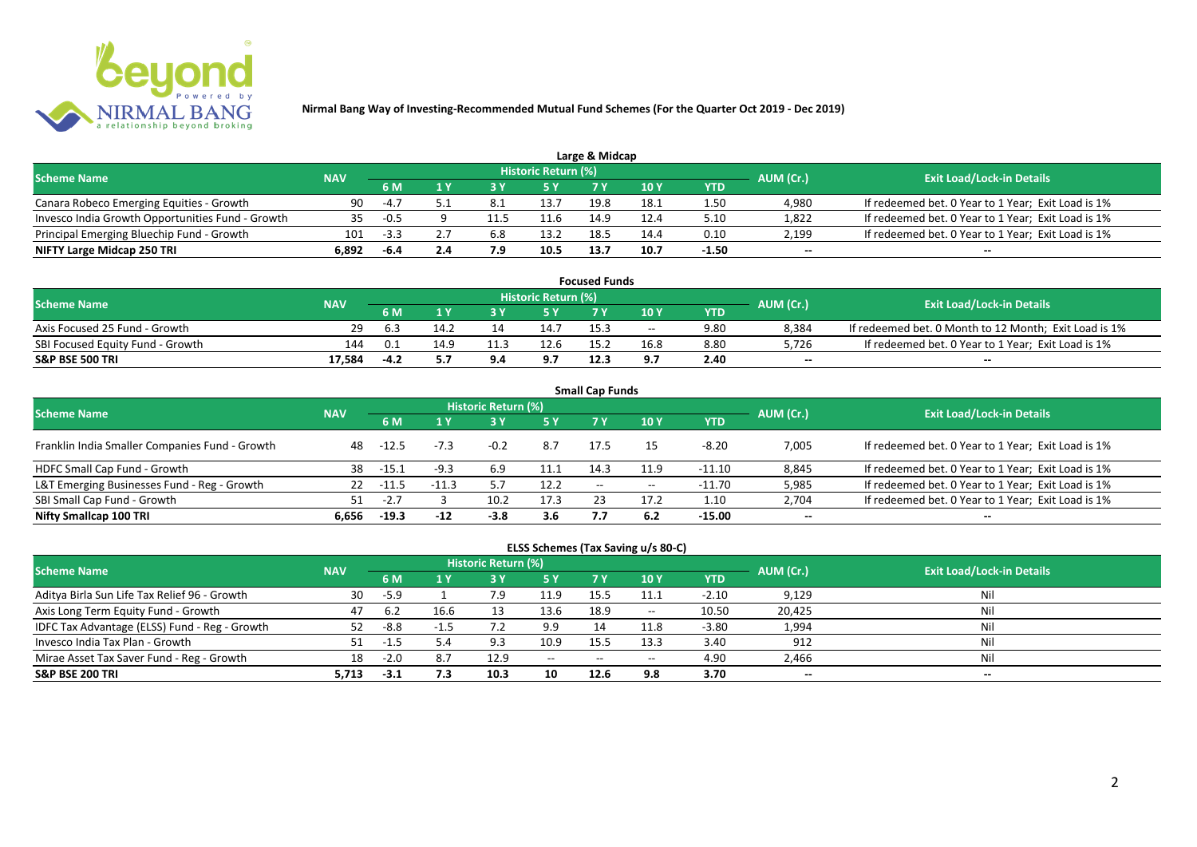## Nirmal Bang Way of Investing-Recommended Mutual Fund Schemes (For the Quarter Oct 2019 - Dec 2019)

### Large & Midcap

| Scheme Name | NAV | Historic Return (%) | | | | | | | AUM (Cr.) | Exit Load/Lock-in Details |
|---|---|---|---|---|---|---|---|---|---|---|
| | | 6 M | 1 Y | 3 Y | 5 Y | 7 Y | 10 Y | YTD | | |
| Canara Robeco Emerging Equities - Growth | 90 | -4.7 | 5.1 | 8.1 | 13.7 | 19.8 | 18.1 | 1.50 | 4,980 | If redeemed bet. 0 Year to 1 Year; Exit Load is 1% |
| Invesco India Growth Opportunities Fund - Growth | 35 | -0.5 | 9 | 11.5 | 11.6 | 14.9 | 12.4 | 5.10 | 1,822 | If redeemed bet. 0 Year to 1 Year; Exit Load is 1% |
| Principal Emerging Bluechip Fund - Growth | 101 | -3.3 | 2.7 | 6.8 | 13.2 | 18.5 | 14.4 | 0.10 | 2,199 | If redeemed bet. 0 Year to 1 Year; Exit Load is 1% |
| **NIFTY Large Midcap 250 TRI** | **6,892** | **-6.4** | **2.4** | **7.9** | **10.5** | **13.7** | **10.7** | **-1.50** | **--** | **--** |

### Focused Funds

| Scheme Name | NAV | Historic Return (%) | | | | | | | AUM (Cr.) | Exit Load/Lock-in Details |
|---|---|---|---|---|---|---|---|---|---|---|
| | | 6 M | 1 Y | 3 Y | 5 Y | 7 Y | 10 Y | YTD | | |
| Axis Focused 25 Fund - Growth | 29 | 6.3 | 14.2 | 14 | 14.7 | 15.3 | -- | 9.80 | 8,384 | If redeemed bet. 0 Month to 12 Month; Exit Load is 1% |
| SBI Focused Equity Fund - Growth | 144 | 0.1 | 14.9 | 11.3 | 12.6 | 15.2 | 16.8 | 8.80 | 5,726 | If redeemed bet. 0 Year to 1 Year; Exit Load is 1% |
| **S&P BSE 500 TRI** | **17,584** | **-4.2** | **5.7** | **9.4** | **9.7** | **12.3** | **9.7** | **2.40** | **--** | **--** |

### Small Cap Funds

| Scheme Name | NAV | Historic Return (%) | | | | | | | AUM (Cr.) | Exit Load/Lock-in Details |
|---|---|---|---|---|---|---|---|---|---|---|
| | | 6 M | 1 Y | 3 Y | 5 Y | 7 Y | 10 Y | YTD | | |
| Franklin India Smaller Companies Fund - Growth | 48 | -12.5 | -7.3 | -0.2 | 8.7 | 17.5 | 15 | -8.20 | 7,005 | If redeemed bet. 0 Year to 1 Year; Exit Load is 1% |
| HDFC Small Cap Fund - Growth | 38 | -15.1 | -9.3 | 6.9 | 11.1 | 14.3 | 11.9 | -11.10 | 8,845 | If redeemed bet. 0 Year to 1 Year; Exit Load is 1% |
| L&T Emerging Businesses Fund - Reg - Growth | 22 | -11.5 | -11.3 | 5.7 | 12.2 | -- | -- | -11.70 | 5,985 | If redeemed bet. 0 Year to 1 Year; Exit Load is 1% |
| SBI Small Cap Fund - Growth | 51 | -2.7 | 3 | 10.2 | 17.3 | 23 | 17.2 | 1.10 | 2,704 | If redeemed bet. 0 Year to 1 Year; Exit Load is 1% |
| **Nifty Smallcap 100 TRI** | **6,656** | **-19.3** | **-12** | **-3.8** | **3.6** | **7.7** | **6.2** | **-15.00** | **--** | **--** |

### ELSS Schemes (Tax Saving u/s 80-C)

| Scheme Name | NAV | Historic Return (%) | | | | | | | AUM (Cr.) | Exit Load/Lock-in Details |
|---|---|---|---|---|---|---|---|---|---|---|
| | | 6 M | 1 Y | 3 Y | 5 Y | 7 Y | 10 Y | YTD | | |
| Aditya Birla Sun Life Tax Relief 96 - Growth | 30 | -5.9 | 1 | 7.9 | 11.9 | 15.5 | 11.1 | -2.10 | 9,129 | Nil |
| Axis Long Term Equity Fund - Growth | 47 | 6.2 | 16.6 | 13 | 13.6 | 18.9 | -- | 10.50 | 20,425 | Nil |
| IDFC Tax Advantage (ELSS) Fund - Reg - Growth | 52 | -8.8 | -1.5 | 7.2 | 9.9 | 14 | 11.8 | -3.80 | 1,994 | Nil |
| Invesco India Tax Plan - Growth | 51 | -1.5 | 5.4 | 9.3 | 10.9 | 15.5 | 13.3 | 3.40 | 912 | Nil |
| Mirae Asset Tax Saver Fund - Reg - Growth | 18 | -2.0 | 8.7 | 12.9 | -- | -- | -- | 4.90 | 2,466 | Nil |
| **S&P BSE 200 TRI** | **5,713** | **-3.1** | **7.3** | **10.3** | **10** | **12.6** | **9.8** | **3.70** | **--** | **--** |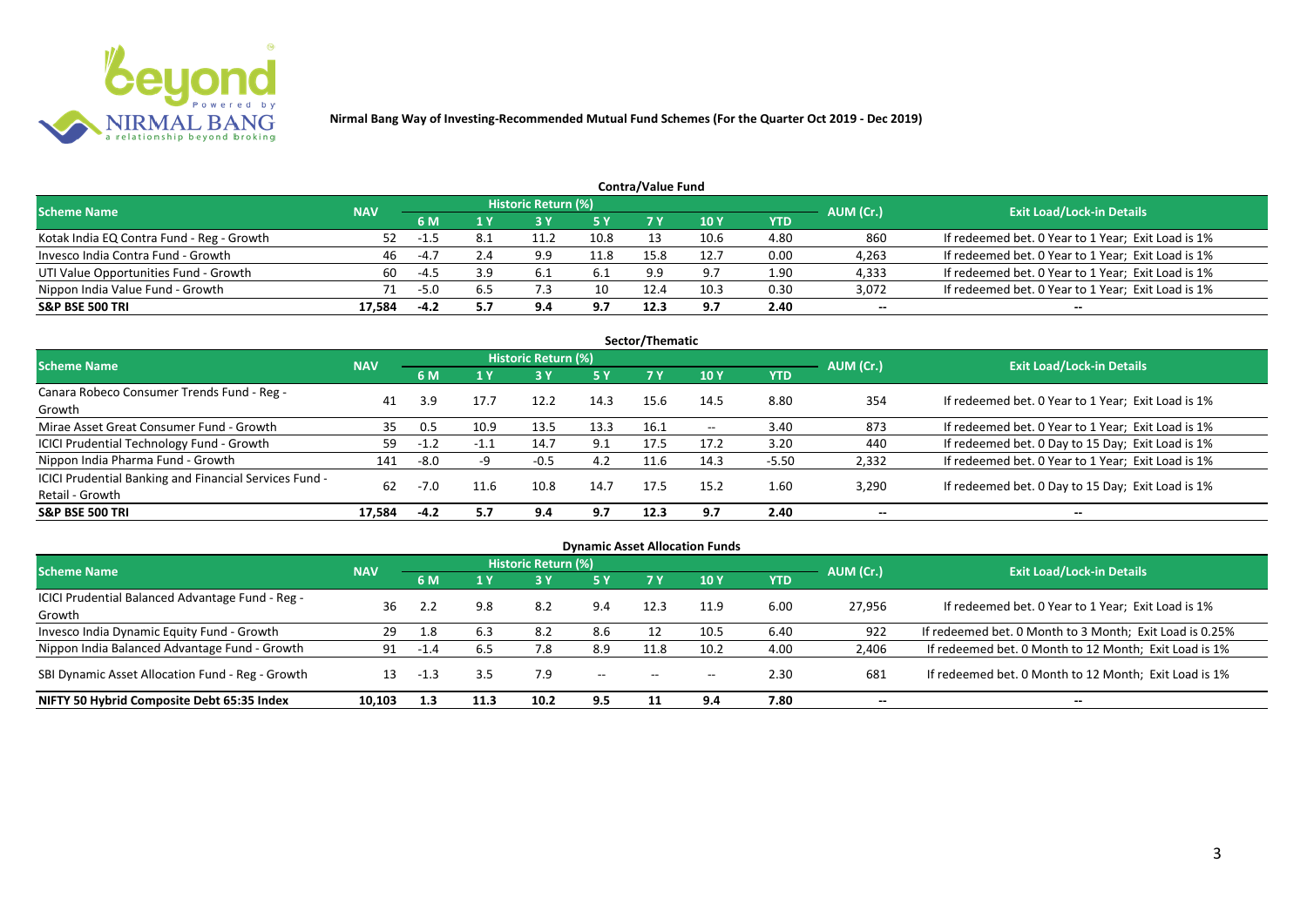Nirmal Bang Way of Investing-Recommended Mutual Fund Schemes (For the Quarter Oct 2019 - Dec 2019)

## Contra/Value Fund

| Scheme Name | NAV | Historic Return (%) | | | | | | | AUM (Cr.) | Exit Load/Lock-in Details |
|---|---|---|---|---|---|---|---|---|---|---|
| | | 6 M | 1 Y | 3 Y | 5 Y | 7 Y | 10 Y | YTD | | |
| Kotak India EQ Contra Fund - Reg - Growth | 52 | -1.5 | 8.1 | 11.2 | 10.8 | 13 | 10.6 | 4.80 | 860 | If redeemed bet. 0 Year to 1 Year; Exit Load is 1% |
| Invesco India Contra Fund - Growth | 46 | -4.7 | 2.4 | 9.9 | 11.8 | 15.8 | 12.7 | 0.00 | 4,263 | If redeemed bet. 0 Year to 1 Year; Exit Load is 1% |
| UTI Value Opportunities Fund - Growth | 60 | -4.5 | 3.9 | 6.1 | 6.1 | 9.9 | 9.7 | 1.90 | 4,333 | If redeemed bet. 0 Year to 1 Year; Exit Load is 1% |
| Nippon India Value Fund - Growth | 71 | -5.0 | 6.5 | 7.3 | 10 | 12.4 | 10.3 | 0.30 | 3,072 | If redeemed bet. 0 Year to 1 Year; Exit Load is 1% |
| **S&P BSE 500 TRI** | **17,584** | **-4.2** | **5.7** | **9.4** | **9.7** | **12.3** | **9.7** | **2.40** | **--** | **--** |

## Sector/Thematic

| Scheme Name | NAV | Historic Return (%) | | | | | | | AUM (Cr.) | Exit Load/Lock-in Details |
|---|---|---|---|---|---|---|---|---|---|---|
| | | 6 M | 1 Y | 3 Y | 5 Y | 7 Y | 10 Y | YTD | | |
| Canara Robeco Consumer Trends Fund - Reg - Growth | 41 | 3.9 | 17.7 | 12.2 | 14.3 | 15.6 | 14.5 | 8.80 | 354 | If redeemed bet. 0 Year to 1 Year; Exit Load is 1% |
| Mirae Asset Great Consumer Fund - Growth | 35 | 0.5 | 10.9 | 13.5 | 13.3 | 16.1 | -- | 3.40 | 873 | If redeemed bet. 0 Year to 1 Year; Exit Load is 1% |
| ICICI Prudential Technology Fund - Growth | 59 | -1.2 | -1.1 | 14.7 | 9.1 | 17.5 | 17.2 | 3.20 | 440 | If redeemed bet. 0 Day to 15 Day; Exit Load is 1% |
| Nippon India Pharma Fund - Growth | 141 | -8.0 | -9 | -0.5 | 4.2 | 11.6 | 14.3 | -5.50 | 2,332 | If redeemed bet. 0 Year to 1 Year; Exit Load is 1% |
| ICICI Prudential Banking and Financial Services Fund - Retail - Growth | 62 | -7.0 | 11.6 | 10.8 | 14.7 | 17.5 | 15.2 | 1.60 | 3,290 | If redeemed bet. 0 Day to 15 Day; Exit Load is 1% |
| **S&P BSE 500 TRI** | **17,584** | **-4.2** | **5.7** | **9.4** | **9.7** | **12.3** | **9.7** | **2.40** | **--** | **--** |

## Dynamic Asset Allocation Funds

| Scheme Name | NAV | Historic Return (%) | | | | | | | AUM (Cr.) | Exit Load/Lock-in Details |
|---|---|---|---|---|---|---|---|---|---|---|
| | | 6 M | 1 Y | 3 Y | 5 Y | 7 Y | 10 Y | YTD | | |
| ICICI Prudential Balanced Advantage Fund - Reg - Growth | 36 | 2.2 | 9.8 | 8.2 | 9.4 | 12.3 | 11.9 | 6.00 | 27,956 | If redeemed bet. 0 Year to 1 Year; Exit Load is 1% |
| Invesco India Dynamic Equity Fund - Growth | 29 | 1.8 | 6.3 | 8.2 | 8.6 | 12 | 10.5 | 6.40 | 922 | If redeemed bet. 0 Month to 3 Month; Exit Load is 0.25% |
| Nippon India Balanced Advantage Fund - Growth | 91 | -1.4 | 6.5 | 7.8 | 8.9 | 11.8 | 10.2 | 4.00 | 2,406 | If redeemed bet. 0 Month to 12 Month; Exit Load is 1% |
| SBI Dynamic Asset Allocation Fund - Reg - Growth | 13 | -1.3 | 3.5 | 7.9 | -- | -- | -- | 2.30 | 681 | If redeemed bet. 0 Month to 12 Month; Exit Load is 1% |
| **NIFTY 50 Hybrid Composite Debt 65:35 Index** | **10,103** | **1.3** | **11.3** | **10.2** | **9.5** | **11** | **9.4** | **7.80** | **--** | **--** |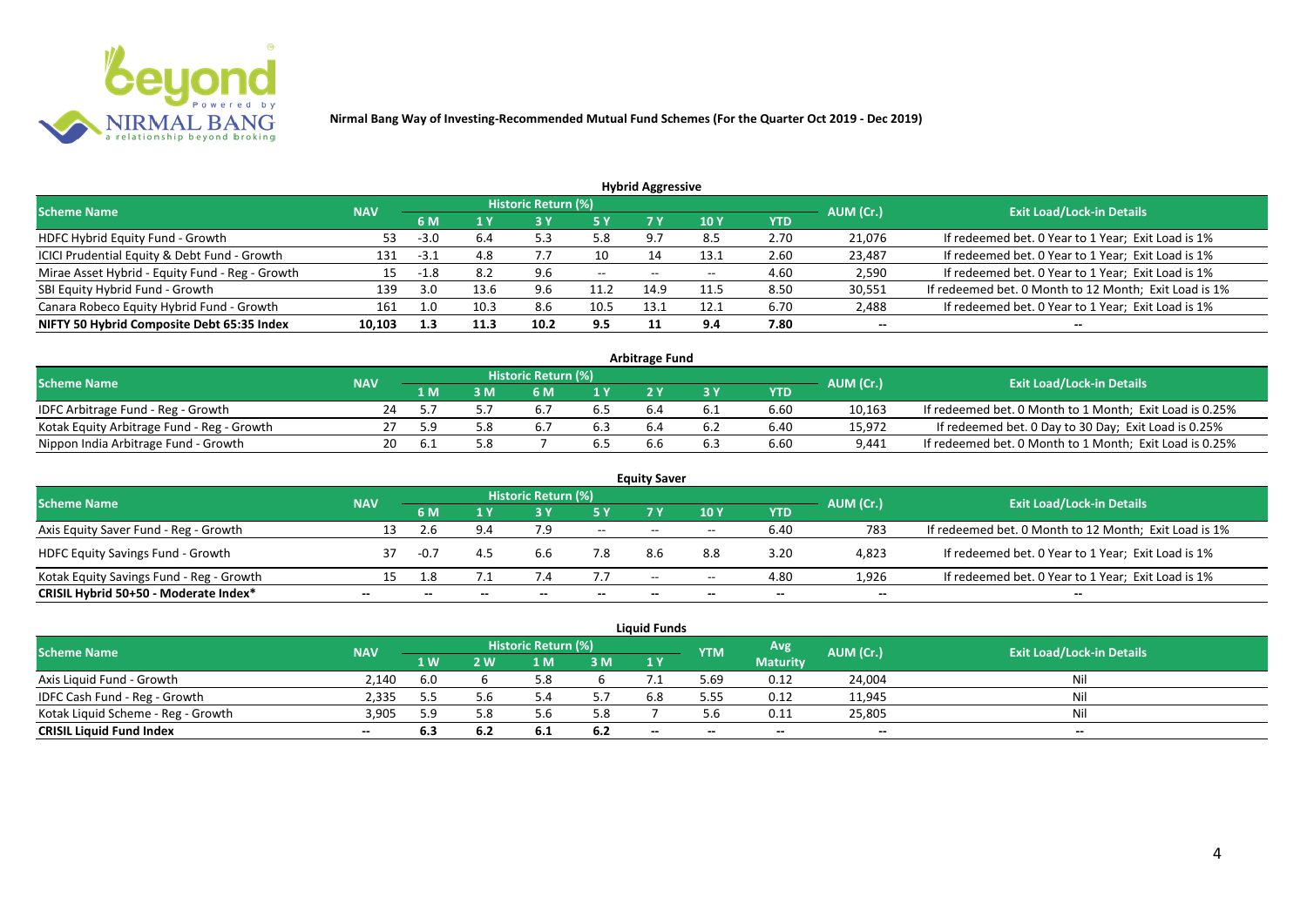Nirmal Bang Way of Investing-Recommended Mutual Fund Schemes (For the Quarter Oct 2019 - Dec 2019)

## Hybrid Aggressive

| Scheme Name | NAV | Historic Return (%) | | | | | | | AUM (Cr.) | Exit Load/Lock-in Details |
|---|---|---|---|---|---|---|---|---|---|---|
| | | 6 M | 1 Y | 3 Y | 5 Y | 7 Y | 10 Y | YTD | | |
| HDFC Hybrid Equity Fund - Growth | 53 | -3.0 | 6.4 | 5.3 | 5.8 | 9.7 | 8.5 | 2.70 | 21,076 | If redeemed bet. 0 Year to 1 Year; Exit Load is 1% |
| ICICI Prudential Equity & Debt Fund - Growth | 131 | -3.1 | 4.8 | 7.7 | 10 | 14 | 13.1 | 2.60 | 23,487 | If redeemed bet. 0 Year to 1 Year; Exit Load is 1% |
| Mirae Asset Hybrid - Equity Fund - Reg - Growth | 15 | -1.8 | 8.2 | 9.6 | -- | -- | -- | 4.60 | 2,590 | If redeemed bet. 0 Year to 1 Year; Exit Load is 1% |
| SBI Equity Hybrid Fund - Growth | 139 | 3.0 | 13.6 | 9.6 | 11.2 | 14.9 | 11.5 | 8.50 | 30,551 | If redeemed bet. 0 Month to 12 Month; Exit Load is 1% |
| Canara Robeco Equity Hybrid Fund - Growth | 161 | 1.0 | 10.3 | 8.6 | 10.5 | 13.1 | 12.1 | 6.70 | 2,488 | If redeemed bet. 0 Year to 1 Year; Exit Load is 1% |
| **NIFTY 50 Hybrid Composite Debt 65:35 Index** | **10,103** | **1.3** | **11.3** | **10.2** | **9.5** | **11** | **9.4** | **7.80** | **--** | **--** |

## Arbitrage Fund

| Scheme Name | NAV | Historic Return (%) | | | | | | | AUM (Cr.) | Exit Load/Lock-in Details |
|---|---|---|---|---|---|---|---|---|---|---|
| | | 1 M | 3 M | 6 M | 1 Y | 2 Y | 3 Y | YTD | | |
| IDFC Arbitrage Fund - Reg - Growth | 24 | 5.7 | 5.7 | 6.7 | 6.5 | 6.4 | 6.1 | 6.60 | 10,163 | If redeemed bet. 0 Month to 1 Month; Exit Load is 0.25% |
| Kotak Equity Arbitrage Fund - Reg - Growth | 27 | 5.9 | 5.8 | 6.7 | 6.3 | 6.4 | 6.2 | 6.40 | 15,972 | If redeemed bet. 0 Day to 30 Day; Exit Load is 0.25% |
| Nippon India Arbitrage Fund - Growth | 20 | 6.1 | 5.8 | 7 | 6.5 | 6.6 | 6.3 | 6.60 | 9,441 | If redeemed bet. 0 Month to 1 Month; Exit Load is 0.25% |

## Equity Saver

| Scheme Name | NAV | Historic Return (%) | | | | | | | AUM (Cr.) | Exit Load/Lock-in Details |
|---|---|---|---|---|---|---|---|---|---|---|
| | | 6 M | 1 Y | 3 Y | 5 Y | 7 Y | 10 Y | YTD | | |
| Axis Equity Saver Fund - Reg - Growth | 13 | 2.6 | 9.4 | 7.9 | -- | -- | -- | 6.40 | 783 | If redeemed bet. 0 Month to 12 Month; Exit Load is 1% |
| HDFC Equity Savings Fund - Growth | 37 | -0.7 | 4.5 | 6.6 | 7.8 | 8.6 | 8.8 | 3.20 | 4,823 | If redeemed bet. 0 Year to 1 Year; Exit Load is 1% |
| Kotak Equity Savings Fund - Reg - Growth | 15 | 1.8 | 7.1 | 7.4 | 7.7 | -- | -- | 4.80 | 1,926 | If redeemed bet. 0 Year to 1 Year; Exit Load is 1% |
| **CRISIL Hybrid 50+50 - Moderate Index*** | **--** | **--** | **--** | **--** | **--** | **--** | **--** | **--** | **--** | **--** |

## Liquid Funds

| Scheme Name | NAV | Historic Return (%) | | | | | YTM | Avg Maturity | AUM (Cr.) | Exit Load/Lock-in Details |
|---|---|---|---|---|---|---|---|---|---|---|
| | | 1 W | 2 W | 1 M | 3 M | 1 Y | | | | |
| Axis Liquid Fund - Growth | 2,140 | 6.0 | 6 | 5.8 | 6 | 7.1 | 5.69 | 0.12 | 24,004 | Nil |
| IDFC Cash Fund - Reg - Growth | 2,335 | 5.5 | 5.6 | 5.4 | 5.7 | 6.8 | 5.55 | 0.12 | 11,945 | Nil |
| Kotak Liquid Scheme - Reg - Growth | 3,905 | 5.9 | 5.8 | 5.6 | 5.8 | 7 | 5.6 | 0.11 | 25,805 | Nil |
| **CRISIL Liquid Fund Index** | **--** | **6.3** | **6.2** | **6.1** | **6.2** | **--** | **--** | **--** | **--** | **--** |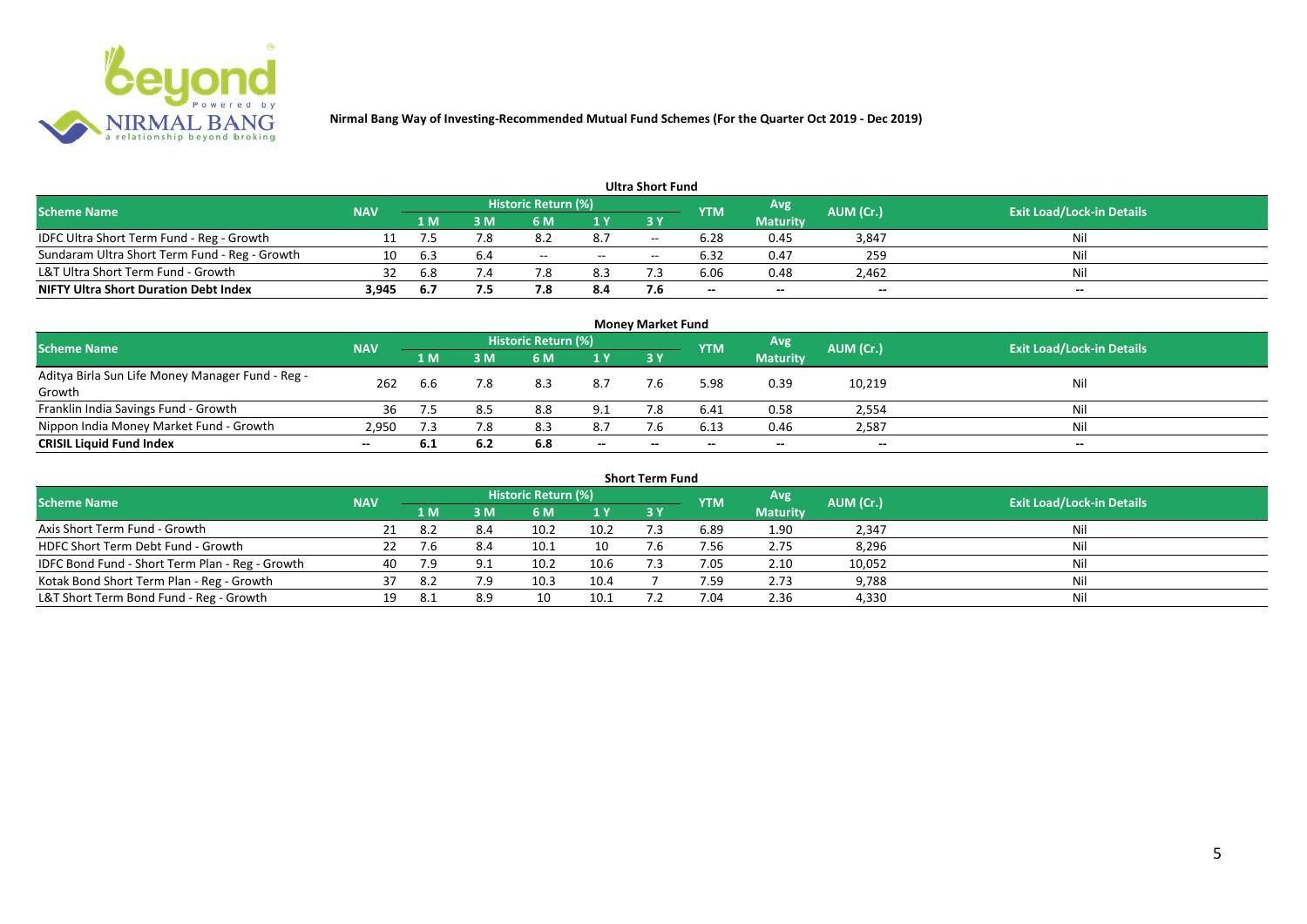**Nirmal Bang Way of Investing-Recommended Mutual Fund Schemes (For the Quarter Oct 2019 - Dec 2019)**

## Ultra Short Fund

| Scheme Name | NAV | Historic Return (%) | | | | | YTM | Avg Maturity | AUM (Cr.) | Exit Load/Lock-in Details |
|---|---|---|---|---|---|---|---|---|---|---|
| | | 1 M | 3 M | 6 M | 1 Y | 3 Y | | | | |
| IDFC Ultra Short Term Fund - Reg - Growth | 11 | 7.5 | 7.8 | 8.2 | 8.7 | -- | 6.28 | 0.45 | 3,847 | Nil |
| Sundaram Ultra Short Term Fund - Reg - Growth | 10 | 6.3 | 6.4 | -- | -- | -- | 6.32 | 0.47 | 259 | Nil |
| L&T Ultra Short Term Fund - Growth | 32 | 6.8 | 7.4 | 7.8 | 8.3 | 7.3 | 6.06 | 0.48 | 2,462 | Nil |
| **NIFTY Ultra Short Duration Debt Index** | **3,945** | **6.7** | **7.5** | **7.8** | **8.4** | **7.6** | **--** | **--** | **--** | **--** |

## Money Market Fund

| Scheme Name | NAV | Historic Return (%) | | | | | YTM | Avg Maturity | AUM (Cr.) | Exit Load/Lock-in Details |
|---|---|---|---|---|---|---|---|---|---|---|
| | | 1 M | 3 M | 6 M | 1 Y | 3 Y | | | | |
| Aditya Birla Sun Life Money Manager Fund - Reg - Growth | 262 | 6.6 | 7.8 | 8.3 | 8.7 | 7.6 | 5.98 | 0.39 | 10,219 | Nil |
| Franklin India Savings Fund - Growth | 36 | 7.5 | 8.5 | 8.8 | 9.1 | 7.8 | 6.41 | 0.58 | 2,554 | Nil |
| Nippon India Money Market Fund - Growth | 2,950 | 7.3 | 7.8 | 8.3 | 8.7 | 7.6 | 6.13 | 0.46 | 2,587 | Nil |
| **CRISIL Liquid Fund Index** | **--** | **6.1** | **6.2** | **6.8** | **--** | **--** | **--** | **--** | **--** | **--** |

## Short Term Fund

| Scheme Name | NAV | Historic Return (%) | | | | | YTM | Avg Maturity | AUM (Cr.) | Exit Load/Lock-in Details |
|---|---|---|---|---|---|---|---|---|---|---|
| | | 1 M | 3 M | 6 M | 1 Y | 3 Y | | | | |
| Axis Short Term Fund - Growth | 21 | 8.2 | 8.4 | 10.2 | 10.2 | 7.3 | 6.89 | 1.90 | 2,347 | Nil |
| HDFC Short Term Debt Fund - Growth | 22 | 7.6 | 8.4 | 10.1 | 10 | 7.6 | 7.56 | 2.75 | 8,296 | Nil |
| IDFC Bond Fund - Short Term Plan - Reg - Growth | 40 | 7.9 | 9.1 | 10.2 | 10.6 | 7.3 | 7.05 | 2.10 | 10,052 | Nil |
| Kotak Bond Short Term Plan - Reg - Growth | 37 | 8.2 | 7.9 | 10.3 | 10.4 | 7 | 7.59 | 2.73 | 9,788 | Nil |
| L&T Short Term Bond Fund - Reg - Growth | 19 | 8.1 | 8.9 | 10 | 10.1 | 7.2 | 7.04 | 2.36 | 4,330 | Nil |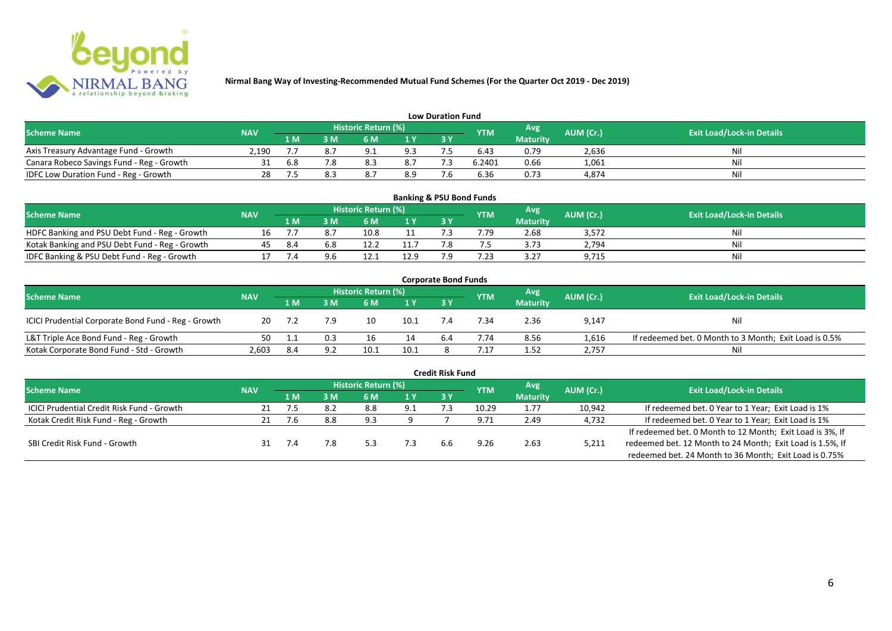**Nirmal Bang Way of Investing-Recommended Mutual Fund Schemes (For the Quarter Oct 2019 - Dec 2019)**

### Low Duration Fund

| Scheme Name | NAV | Historic Return (%) | | | | | YTM | Avg Maturity | AUM (Cr.) | Exit Load/Lock-in Details |
|---|---|---|---|---|---|---|---|---|---|---|
| | | 1 M | 3 M | 6 M | 1 Y | 3 Y | | | | |
| Axis Treasury Advantage Fund - Growth | 2,190 | 7.7 | 8.7 | 9.1 | 9.3 | 7.5 | 6.43 | 0.79 | 2,636 | Nil |
| Canara Robeco Savings Fund - Reg - Growth | 31 | 6.8 | 7.8 | 8.3 | 8.7 | 7.3 | 6.2401 | 0.66 | 1,061 | Nil |
| IDFC Low Duration Fund - Reg - Growth | 28 | 7.5 | 8.3 | 8.7 | 8.9 | 7.6 | 6.36 | 0.73 | 4,874 | Nil |

### Banking & PSU Bond Funds

| Scheme Name | NAV | Historic Return (%) | | | | | YTM | Avg Maturity | AUM (Cr.) | Exit Load/Lock-in Details |
|---|---|---|---|---|---|---|---|---|---|---|
| | | 1 M | 3 M | 6 M | 1 Y | 3 Y | | | | |
| HDFC Banking and PSU Debt Fund - Reg - Growth | 16 | 7.7 | 8.7 | 10.8 | 11 | 7.3 | 7.79 | 2.68 | 3,572 | Nil |
| Kotak Banking and PSU Debt Fund - Reg - Growth | 45 | 8.4 | 6.8 | 12.2 | 11.7 | 7.8 | 7.5 | 3.73 | 2,794 | Nil |
| IDFC Banking & PSU Debt Fund - Reg - Growth | 17 | 7.4 | 9.6 | 12.1 | 12.9 | 7.9 | 7.23 | 3.27 | 9,715 | Nil |

### Corporate Bond Funds

| Scheme Name | NAV | Historic Return (%) | | | | | YTM | Avg Maturity | AUM (Cr.) | Exit Load/Lock-in Details |
|---|---|---|---|---|---|---|---|---|---|---|
| | | 1 M | 3 M | 6 M | 1 Y | 3 Y | | | | |
| ICICI Prudential Corporate Bond Fund - Reg - Growth | 20 | 7.2 | 7.9 | 10 | 10.1 | 7.4 | 7.34 | 2.36 | 9,147 | Nil |
| L&T Triple Ace Bond Fund - Reg - Growth | 50 | 1.1 | 0.3 | 16 | 14 | 6.4 | 7.74 | 8.56 | 1,616 | If redeemed bet. 0 Month to 3 Month; Exit Load is 0.5% |
| Kotak Corporate Bond Fund - Std - Growth | 2,603 | 8.4 | 9.2 | 10.1 | 10.1 | 8 | 7.17 | 1.52 | 2,757 | Nil |

### Credit Risk Fund

| Scheme Name | NAV | Historic Return (%) | | | | | YTM | Avg Maturity | AUM (Cr.) | Exit Load/Lock-in Details |
|---|---|---|---|---|---|---|---|---|---|---|
| | | 1 M | 3 M | 6 M | 1 Y | 3 Y | | | | |
| ICICI Prudential Credit Risk Fund - Growth | 21 | 7.5 | 8.2 | 8.8 | 9.1 | 7.3 | 10.29 | 1.77 | 10,942 | If redeemed bet. 0 Year to 1 Year; Exit Load is 1% |
| Kotak Credit Risk Fund - Reg - Growth | 21 | 7.6 | 8.8 | 9.3 | 9 | 7 | 9.71 | 2.49 | 4,732 | If redeemed bet. 0 Year to 1 Year; Exit Load is 1% |
| SBI Credit Risk Fund - Growth | 31 | 7.4 | 7.8 | 5.3 | 7.3 | 6.6 | 9.26 | 2.63 | 5,211 | If redeemed bet. 0 Month to 12 Month; Exit Load is 3%, If redeemed bet. 12 Month to 24 Month; Exit Load is 1.5%, If redeemed bet. 24 Month to 36 Month; Exit Load is 0.75% |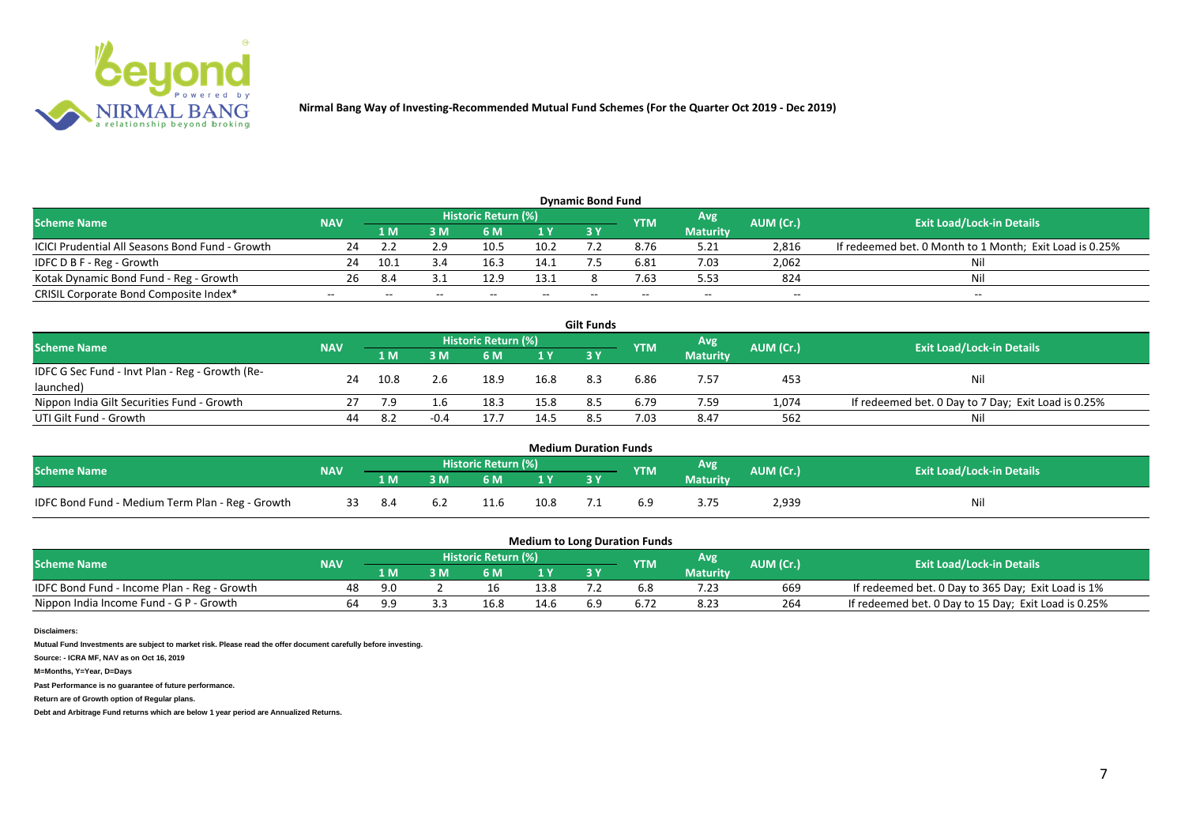**Nirmal Bang Way of Investing-Recommended Mutual Fund Schemes (For the Quarter Oct 2019 - Dec 2019)**

## Dynamic Bond Fund

| Scheme Name | NAV | Historic Return (%) | | | | | YTM | Avg Maturity | AUM (Cr.) | Exit Load/Lock-in Details |
|---|---|---|---|---|---|---|---|---|---|---|
| | | 1 M | 3 M | 6 M | 1 Y | 3 Y | | | | |
| ICICI Prudential All Seasons Bond Fund - Growth | 24 | 2.2 | 2.9 | 10.5 | 10.2 | 7.2 | 8.76 | 5.21 | 2,816 | If redeemed bet. 0 Month to 1 Month; Exit Load is 0.25% |
| IDFC D B F - Reg - Growth | 24 | 10.1 | 3.4 | 16.3 | 14.1 | 7.5 | 6.81 | 7.03 | 2,062 | Nil |
| Kotak Dynamic Bond Fund - Reg - Growth | 26 | 8.4 | 3.1 | 12.9 | 13.1 | 8 | 7.63 | 5.53 | 824 | Nil |
| CRISIL Corporate Bond Composite Index* | -- | -- | -- | -- | -- | -- | -- | -- | -- | -- |

## Gilt Funds

| Scheme Name | NAV | Historic Return (%) | | | | | YTM | Avg Maturity | AUM (Cr.) | Exit Load/Lock-in Details |
|---|---|---|---|---|---|---|---|---|---|---|
| | | 1 M | 3 M | 6 M | 1 Y | 3 Y | | | | |
| IDFC G Sec Fund - Invt Plan - Reg - Growth (Re-launched) | 24 | 10.8 | 2.6 | 18.9 | 16.8 | 8.3 | 6.86 | 7.57 | 453 | Nil |
| Nippon India Gilt Securities Fund - Growth | 27 | 7.9 | 1.6 | 18.3 | 15.8 | 8.5 | 6.79 | 7.59 | 1,074 | If redeemed bet. 0 Day to 7 Day; Exit Load is 0.25% |
| UTI Gilt Fund - Growth | 44 | 8.2 | -0.4 | 17.7 | 14.5 | 8.5 | 7.03 | 8.47 | 562 | Nil |

## Medium Duration Funds

| Scheme Name | NAV | Historic Return (%) | | | | | YTM | Avg Maturity | AUM (Cr.) | Exit Load/Lock-in Details |
|---|---|---|---|---|---|---|---|---|---|---|
| | | 1 M | 3 M | 6 M | 1 Y | 3 Y | | | | |
| IDFC Bond Fund - Medium Term Plan - Reg - Growth | 33 | 8.4 | 6.2 | 11.6 | 10.8 | 7.1 | 6.9 | 3.75 | 2,939 | Nil |

## Medium to Long Duration Funds

| Scheme Name | NAV | Historic Return (%) | | | | | YTM | Avg Maturity | AUM (Cr.) | Exit Load/Lock-in Details |
|---|---|---|---|---|---|---|---|---|---|---|
| | | 1 M | 3 M | 6 M | 1 Y | 3 Y | | | | |
| IDFC Bond Fund - Income Plan - Reg - Growth | 48 | 9.0 | 2 | 16 | 13.8 | 7.2 | 6.8 | 7.23 | 669 | If redeemed bet. 0 Day to 365 Day; Exit Load is 1% |
| Nippon India Income Fund - G P - Growth | 64 | 9.9 | 3.3 | 16.8 | 14.6 | 6.9 | 6.72 | 8.23 | 264 | If redeemed bet. 0 Day to 15 Day; Exit Load is 0.25% |

**Disclaimers:**

**Mutual Fund Investments are subject to market risk. Please read the offer document carefully before investing.**

**Source: - ICRA MF, NAV as on Oct 16, 2019**

**M=Months, Y=Year, D=Days**

**Past Performance is no guarantee of future performance.**

**Return are of Growth option of Regular plans.**

**Debt and Arbitrage Fund returns which are below 1 year period are Annualized Returns.**